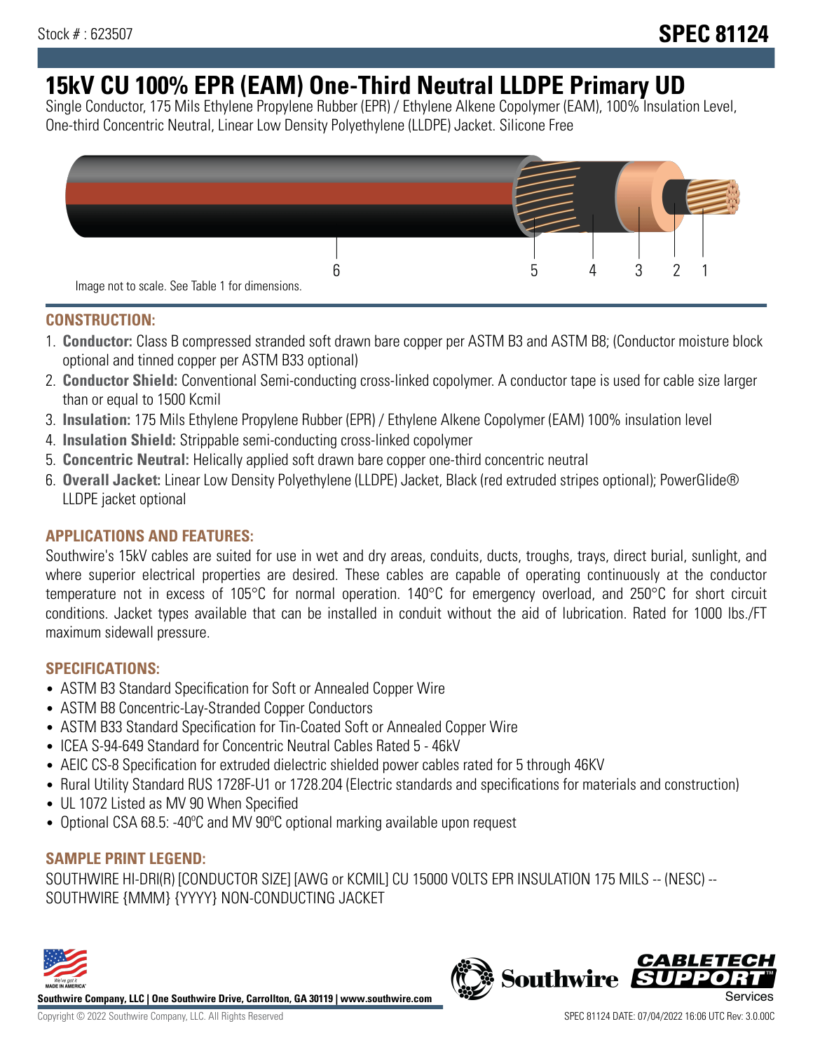Stock # : 623507

# SPEC 81124

# 15kV CU 100% EPR (EAM) One-Third Neutral LLDPE Primary UD

Single Conductor, 175 Mils Ethylene Propylene Rubber (EPR) / Ethylene Alkene Copolymer (EAM), 100% Insulation Level, One-third Concentric Neutral, Linear Low Density Polyethylene (LLDPE) Jacket. Silicone Free

6 5 4 3 2 1

Image not to scale. See Table 1 for dimensions.

## CONSTRUCTION:

1. **Conductor:** Class B compressed stranded soft drawn bare copper per ASTM B3 and ASTM B8; (Conductor moisture block optional and tinned copper per ASTM B33 optional)
2. **Conductor Shield:** Conventional Semi-conducting cross-linked copolymer. A conductor tape is used for cable size larger than or equal to 1500 Kcmil
3. **Insulation:** 175 Mils Ethylene Propylene Rubber (EPR) / Ethylene Alkene Copolymer (EAM) 100% insulation level
4. **Insulation Shield:** Strippable semi-conducting cross-linked copolymer
5. **Concentric Neutral:** Helically applied soft drawn bare copper one-third concentric neutral
6. **Overall Jacket:** Linear Low Density Polyethylene (LLDPE) Jacket, Black (red extruded stripes optional); PowerGlide® LLDPE jacket optional

## APPLICATIONS AND FEATURES:

Southwire's 15kV cables are suited for use in wet and dry areas, conduits, ducts, troughs, trays, direct burial, sunlight, and where superior electrical properties are desired. These cables are capable of operating continuously at the conductor temperature not in excess of 105°C for normal operation. 140°C for emergency overload, and 250°C for short circuit conditions. Jacket types available that can be installed in conduit without the aid of lubrication. Rated for 1000 lbs./FT maximum sidewall pressure.

## SPECIFICATIONS:

- ASTM B3 Standard Specification for Soft or Annealed Copper Wire
- ASTM B8 Concentric-Lay-Stranded Copper Conductors
- ASTM B33 Standard Specification for Tin-Coated Soft or Annealed Copper Wire
- ICEA S-94-649 Standard for Concentric Neutral Cables Rated 5 - 46kV
- AEIC CS-8 Specification for extruded dielectric shielded power cables rated for 5 through 46KV
- Rural Utility Standard RUS 1728F-U1 or 1728.204 (Electric standards and specifications for materials and construction)
- UL 1072 Listed as MV 90 When Specified
- Optional CSA 68.5: -40ºC and MV 90ºC optional marking available upon request

## SAMPLE PRINT LEGEND:

SOUTHWIRE HI-DRI(R) [CONDUCTOR SIZE] [AWG or KCMIL] CU 15000 VOLTS EPR INSULATION 175 MILS -- (NESC) -- SOUTHWIRE {MMM} {YYYY} NON-CONDUCTING JACKET

**Southwire Company, LLC | One Southwire Drive, Carrollton, GA 30119 | www.southwire.com**

Copyright © 2022 Southwire Company, LLC. All Rights Reserved

SPEC 81124 DATE: 07/04/2022 16:06 UTC Rev: 3.0.00C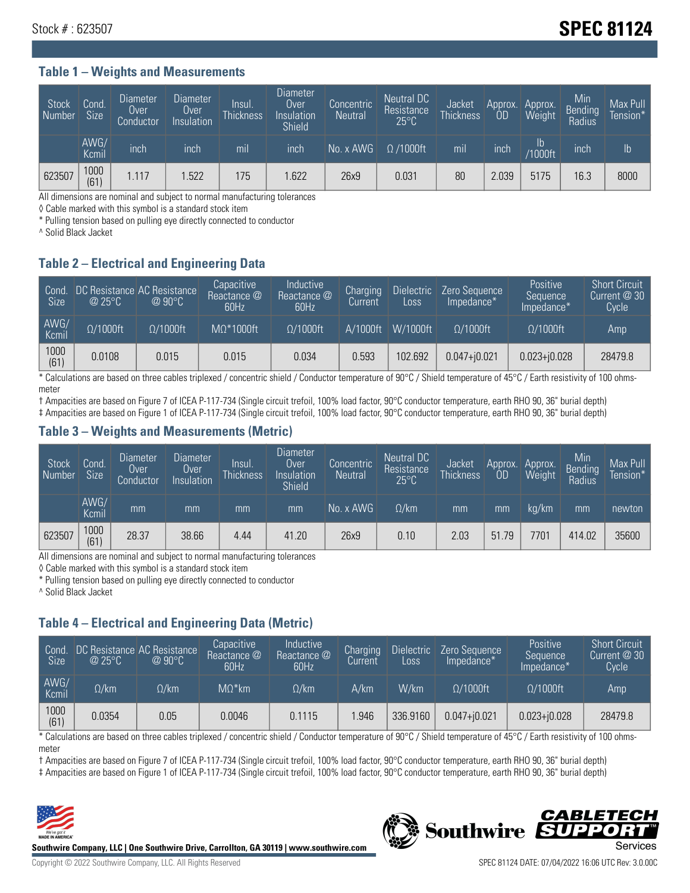Stock # : 623507

# SPEC 81124

## Table 1 – Weights and Measurements

| Stock Number | Cond. Size | Diameter Over Conductor | Diameter Over Insulation | Insul. Thickness | Diameter Over Insulation Shield | Concentric Neutral | Neutral DC Resistance 25°C | Jacket Thickness | Approx. OD | Approx. Weight | Min Bending Radius | Max Pull Tension* |
|---|---|---|---|---|---|---|---|---|---|---|---|---|
| | AWG/ Kcmil | inch | inch | mil | inch | No. x AWG | Ω /1000ft | mil | inch | lb /1000ft | inch | lb |
| 623507 | 1000 (61) | 1.117 | 1.522 | 175 | 1.622 | 26x9 | 0.031 | 80 | 2.039 | 5175 | 16.3 | 8000 |

All dimensions are nominal and subject to normal manufacturing tolerances
◊ Cable marked with this symbol is a standard stock item
* Pulling tension based on pulling eye directly connected to conductor
^ Solid Black Jacket

## Table 2 – Electrical and Engineering Data

| Cond. Size | DC Resistance @ 25°C | AC Resistance @ 90°C | Capacitive Reactance @ 60Hz | Inductive Reactance @ 60Hz | Charging Current | Dielectric Loss | Zero Sequence Impedance* | Positive Sequence Impedance* | Short Circuit Current @ 30 Cycle |
|---|---|---|---|---|---|---|---|---|---|
| AWG/ Kcmil | Ω/1000ft | Ω/1000ft | MΩ*1000ft | Ω/1000ft | A/1000ft | W/1000ft | Ω/1000ft | Ω/1000ft | Amp |
| 1000 (61) | 0.0108 | 0.015 | 0.015 | 0.034 | 0.593 | 102.692 | 0.047+j0.021 | 0.023+j0.028 | 28479.8 |

* Calculations are based on three cables triplexed / concentric shield / Conductor temperature of 90°C / Shield temperature of 45°C / Earth resistivity of 100 ohms-meter
† Ampacities are based on Figure 7 of ICEA P-117-734 (Single circuit trefoil, 100% load factor, 90°C conductor temperature, earth RHO 90, 36" burial depth)
‡ Ampacities are based on Figure 1 of ICEA P-117-734 (Single circuit trefoil, 100% load factor, 90°C conductor temperature, earth RHO 90, 36" burial depth)

## Table 3 – Weights and Measurements (Metric)

| Stock Number | Cond. Size | Diameter Over Conductor | Diameter Over Insulation | Insul. Thickness | Diameter Over Insulation Shield | Concentric Neutral | Neutral DC Resistance 25°C | Jacket Thickness | Approx. OD | Approx. Weight | Min Bending Radius | Max Pull Tension* |
|---|---|---|---|---|---|---|---|---|---|---|---|---|
| | AWG/ Kcmil | mm | mm | mm | mm | No. x AWG | Ω/km | mm | mm | kg/km | mm | newton |
| 623507 | 1000 (61) | 28.37 | 38.66 | 4.44 | 41.20 | 26x9 | 0.10 | 2.03 | 51.79 | 7701 | 414.02 | 35600 |

All dimensions are nominal and subject to normal manufacturing tolerances
◊ Cable marked with this symbol is a standard stock item
* Pulling tension based on pulling eye directly connected to conductor
^ Solid Black Jacket

## Table 4 – Electrical and Engineering Data (Metric)

| Cond. Size | DC Resistance @ 25°C | AC Resistance @ 90°C | Capacitive Reactance @ 60Hz | Inductive Reactance @ 60Hz | Charging Current | Dielectric Loss | Zero Sequence Impedance* | Positive Sequence Impedance* | Short Circuit Current @ 30 Cycle |
|---|---|---|---|---|---|---|---|---|---|
| AWG/ Kcmil | Ω/km | Ω/km | MΩ*km | Ω/km | A/km | W/km | Ω/1000ft | Ω/1000ft | Amp |
| 1000 (61) | 0.0354 | 0.05 | 0.0046 | 0.1115 | 1.946 | 336.9160 | 0.047+j0.021 | 0.023+j0.028 | 28479.8 |

* Calculations are based on three cables triplexed / concentric shield / Conductor temperature of 90°C / Shield temperature of 45°C / Earth resistivity of 100 ohms-meter
† Ampacities are based on Figure 7 of ICEA P-117-734 (Single circuit trefoil, 100% load factor, 90°C conductor temperature, earth RHO 90, 36" burial depth)
‡ Ampacities are based on Figure 1 of ICEA P-117-734 (Single circuit trefoil, 100% load factor, 90°C conductor temperature, earth RHO 90, 36" burial depth)

Southwire Company, LLC | One Southwire Drive, Carrollton, GA 30119 | www.southwire.com

Copyright © 2022 Southwire Company, LLC. All Rights Reserved

SPEC 81124 DATE: 07/04/2022 16:06 UTC Rev: 3.0.00C